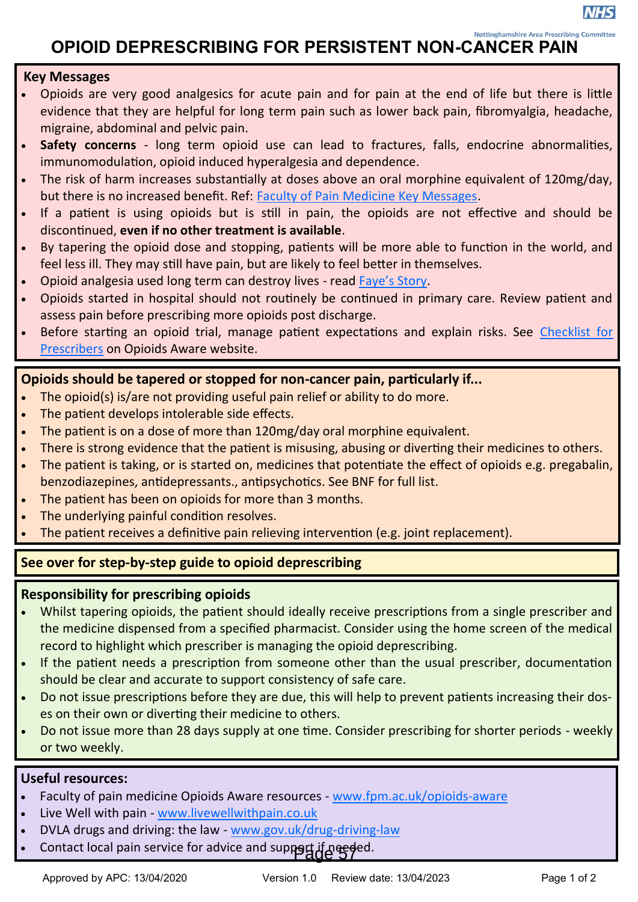# OPIOID DEPRESCRIBING FOR PERSISTENT NON-CANCER PAIN

## Key Messages

- Opioids are very good analgesics for acute pain and for pain at the end of life but there is little evidence that they are helpful for long term pain such as lower back pain, fibromyalgia, headache, migraine, abdominal and pelvic pain.
- **Safety concerns** - long term opioid use can lead to fractures, falls, endocrine abnormalities, immunomodulation, opioid induced hyperalgesia and dependence.
- The risk of harm increases substantially at doses above an oral morphine equivalent of 120mg/day, but there is no increased benefit. Ref: Faculty of Pain Medicine Key Messages.
- If a patient is using opioids but is still in pain, the opioids are not effective and should be discontinued, **even if no other treatment is available**.
- By tapering the opioid dose and stopping, patients will be more able to function in the world, and feel less ill. They may still have pain, but are likely to feel better in themselves.
- Opioid analgesia used long term can destroy lives - read Faye's Story.
- Opioids started in hospital should not routinely be continued in primary care. Review patient and assess pain before prescribing more opioids post discharge.
- Before starting an opioid trial, manage patient expectations and explain risks. See Checklist for Prescribers on Opioids Aware website.

## Opioids should be tapered or stopped for non-cancer pain, particularly if...

- The opioid(s) is/are not providing useful pain relief or ability to do more.
- The patient develops intolerable side effects.
- The patient is on a dose of more than 120mg/day oral morphine equivalent.
- There is strong evidence that the patient is misusing, abusing or diverting their medicines to others.
- The patient is taking, or is started on, medicines that potentiate the effect of opioids e.g. pregabalin, benzodiazepines, antidepressants., antipsychotics. See BNF for full list.
- The patient has been on opioids for more than 3 months.
- The underlying painful condition resolves.
- The patient receives a definitive pain relieving intervention (e.g. joint replacement).

## See over for step-by-step guide to opioid deprescribing

## Responsibility for prescribing opioids

- Whilst tapering opioids, the patient should ideally receive prescriptions from a single prescriber and the medicine dispensed from a specified pharmacist. Consider using the home screen of the medical record to highlight which prescriber is managing the opioid deprescribing.
- If the patient needs a prescription from someone other than the usual prescriber, documentation should be clear and accurate to support consistency of safe care.
- Do not issue prescriptions before they are due, this will help to prevent patients increasing their doses on their own or diverting their medicine to others.
- Do not issue more than 28 days supply at one time. Consider prescribing for shorter periods - weekly or two weekly.

## Useful resources:

- Faculty of pain medicine Opioids Aware resources - www.fpm.ac.uk/opioids-aware
- Live Well with pain - www.livewellwithpain.co.uk
- DVLA drugs and driving: the law - www.gov.uk/drug-driving-law
- Contact local pain service for advice and support if needed.

Approved by APC: 13/04/2020 Version 1.0 Review date: 13/04/2023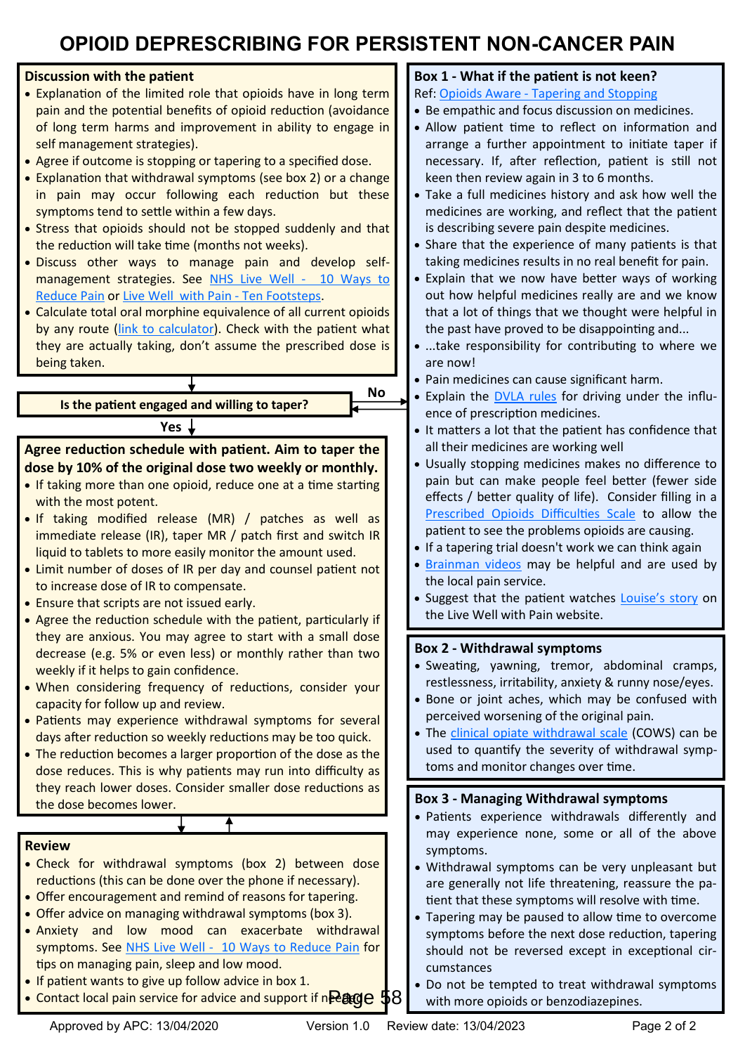# OPIOID DEPRESCRIBING FOR PERSISTENT NON-CANCER PAIN

## Discussion with the patient

- Explanation of the limited role that opioids have in long term pain and the potential benefits of opioid reduction (avoidance of long term harms and improvement in ability to engage in self management strategies).
- Agree if outcome is stopping or tapering to a specified dose.
- Explanation that withdrawal symptoms (see box 2) or a change in pain may occur following each reduction but these symptoms tend to settle within a few days.
- Stress that opioids should not be stopped suddenly and that the reduction will take time (months not weeks).
- Discuss other ways to manage pain and develop self-management strategies. See NHS Live Well - 10 Ways to Reduce Pain or Live Well with Pain - Ten Footsteps.
- Calculate total oral morphine equivalence of all current opioids by any route (link to calculator). Check with the patient what they are actually taking, don't assume the prescribed dose is being taken.

**Is the patient engaged and willing to taper?**

No → Box 1

Yes ↓

## Agree reduction schedule with patient. Aim to taper the dose by 10% of the original dose two weekly or monthly.

- If taking more than one opioid, reduce one at a time starting with the most potent.
- If taking modified release (MR) / patches as well as immediate release (IR), taper MR / patch first and switch IR liquid to tablets to more easily monitor the amount used.
- Limit number of doses of IR per day and counsel patient not to increase dose of IR to compensate.
- Ensure that scripts are not issued early.
- Agree the reduction schedule with the patient, particularly if they are anxious. You may agree to start with a small dose decrease (e.g. 5% or even less) or monthly rather than two weekly if it helps to gain confidence.
- When considering frequency of reductions, consider your capacity for follow up and review.
- Patients may experience withdrawal symptoms for several days after reduction so weekly reductions may be too quick.
- The reduction becomes a larger proportion of the dose as the dose reduces. This is why patients may run into difficulty as they reach lower doses. Consider smaller dose reductions as the dose becomes lower.

## Review

- Check for withdrawal symptoms (box 2) between dose reductions (this can be done over the phone if necessary).
- Offer encouragement and remind of reasons for tapering.
- Offer advice on managing withdrawal symptoms (box 3).
- Anxiety and low mood can exacerbate withdrawal symptoms. See NHS Live Well - 10 Ways to Reduce Pain for tips on managing pain, sleep and low mood.
- If patient wants to give up follow advice in box 1.
- Contact local pain service for advice and support if needed.

## Box 1 - What if the patient is not keen?

Ref: Opioids Aware - Tapering and Stopping

- Be empathic and focus discussion on medicines.
- Allow patient time to reflect on information and arrange a further appointment to initiate taper if necessary. If, after reflection, patient is still not keen then review again in 3 to 6 months.
- Take a full medicines history and ask how well the medicines are working, and reflect that the patient is describing severe pain despite medicines.
- Share that the experience of many patients is that taking medicines results in no real benefit for pain.
- Explain that we now have better ways of working out how helpful medicines really are and we know that a lot of things that we thought were helpful in the past have proved to be disappointing and...
- ...take responsibility for contributing to where we are now!
- Pain medicines can cause significant harm.
- Explain the DVLA rules for driving under the influence of prescription medicines.
- It matters a lot that the patient has confidence that all their medicines are working well
- Usually stopping medicines makes no difference to pain but can make people feel better (fewer side effects / better quality of life). Consider filling in a Prescribed Opioids Difficulties Scale to allow the patient to see the problems opioids are causing.
- If a tapering trial doesn't work we can think again
- Brainman videos may be helpful and are used by the local pain service.
- Suggest that the patient watches Louise's story on the Live Well with Pain website.

## Box 2 - Withdrawal symptoms

- Sweating, yawning, tremor, abdominal cramps, restlessness, irritability, anxiety & runny nose/eyes.
- Bone or joint aches, which may be confused with perceived worsening of the original pain.
- The clinical opiate withdrawal scale (COWS) can be used to quantify the severity of withdrawal symptoms and monitor changes over time.

## Box 3 - Managing Withdrawal symptoms

- Patients experience withdrawals differently and may experience none, some or all of the above symptoms.
- Withdrawal symptoms can be very unpleasant but are generally not life threatening, reassure the patient that these symptoms will resolve with time.
- Tapering may be paused to allow time to overcome symptoms before the next dose reduction, tapering should not be reversed except in exceptional circumstances
- Do not be tempted to treat withdrawal symptoms with more opioids or benzodiazepines.

Approved by APC: 13/04/2020 Version 1.0 Review date: 13/04/2023